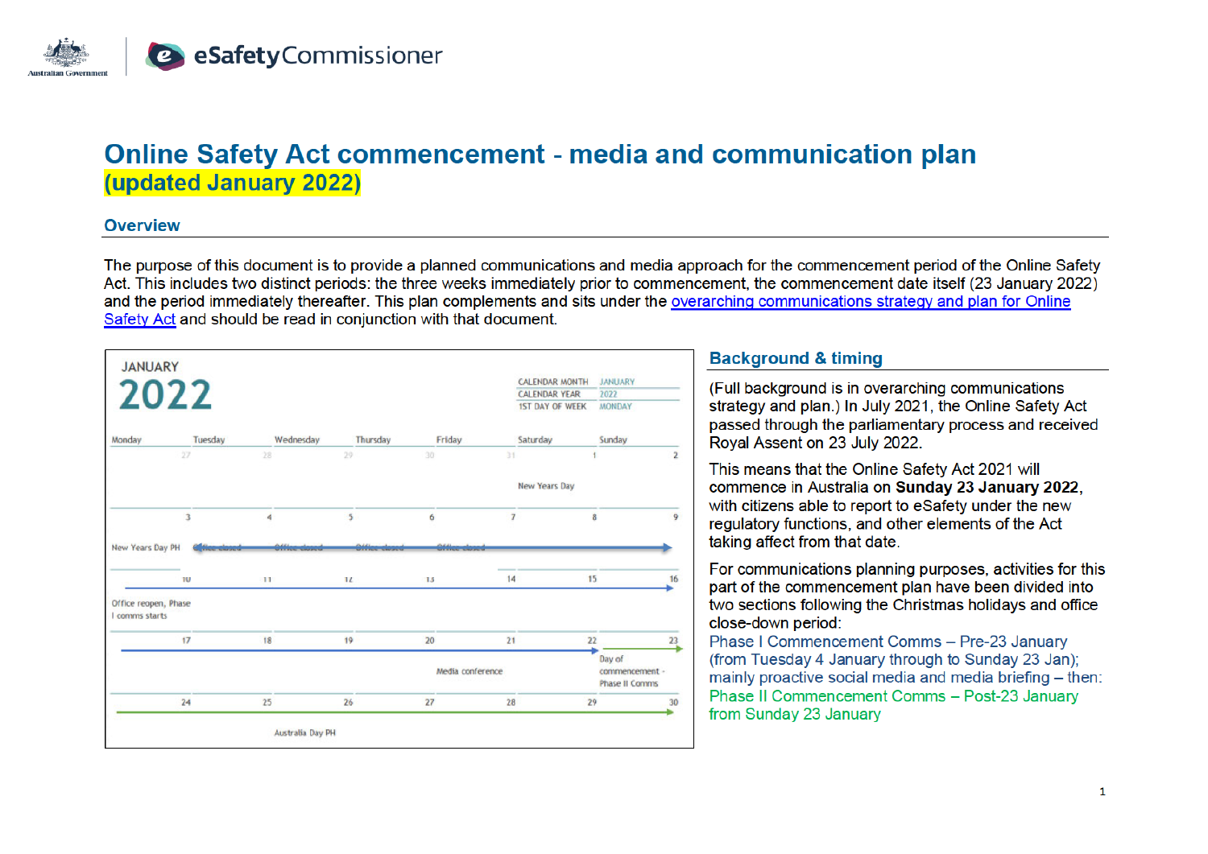Australian Government | eSafetyCommissioner

# Online Safety Act commencement - media and communication plan

## (updated January 2022)

## Overview

The purpose of this document is to provide a planned communications and media approach for the commencement period of the Online Safety Act. This includes two distinct periods: the three weeks immediately prior to commencement, the commencement date itself (23 January 2022) and the period immediately thereafter. This plan complements and sits under the [overarching communications strategy and plan for Online Safety Act](#) and should be read in conjunction with that document.

**JANUARY 2022**

| CALENDAR MONTH | JANUARY |
|---|---|
| CALENDAR YEAR | 2022 |
| 1ST DAY OF WEEK | MONDAY |

| Monday | Tuesday | Wednesday | Thursday | Friday | Saturday | Sunday |
|---|---|---|---|---|---|---|
| 27 | 28 | 29 | 30 | 31 | 1 New Years Day | 2 |
| 3 New Years Day PH | 4 Office closed | 5 Office closed | 6 Office closed | 7 Office closed | 8 | 9 |
| 10 Office reopen, Phase I comms starts | 11 | 12 | 13 | 14 | 15 | 16 |
| 17 | 18 | 19 | 20 | 21 Media conference | 22 | 23 Day of commencement - Phase II Comms |
| 24 | 25 | 26 Australia Day PH | 27 | 28 | 29 | 30 |

## Background & timing

(Full background is in overarching communications strategy and plan.) In July 2021, the Online Safety Act passed through the parliamentary process and received Royal Assent on 23 July 2022.

This means that the Online Safety Act 2021 will commence in Australia on **Sunday 23 January 2022**, with citizens able to report to eSafety under the new regulatory functions, and other elements of the Act taking affect from that date.

For communications planning purposes, activities for this part of the commencement plan have been divided into two sections following the Christmas holidays and office close-down period:

Phase I Commencement Comms – Pre-23 January (from Tuesday 4 January through to Sunday 23 Jan); mainly proactive social media and media briefing – then:

Phase II Commencement Comms – Post-23 January from Sunday 23 January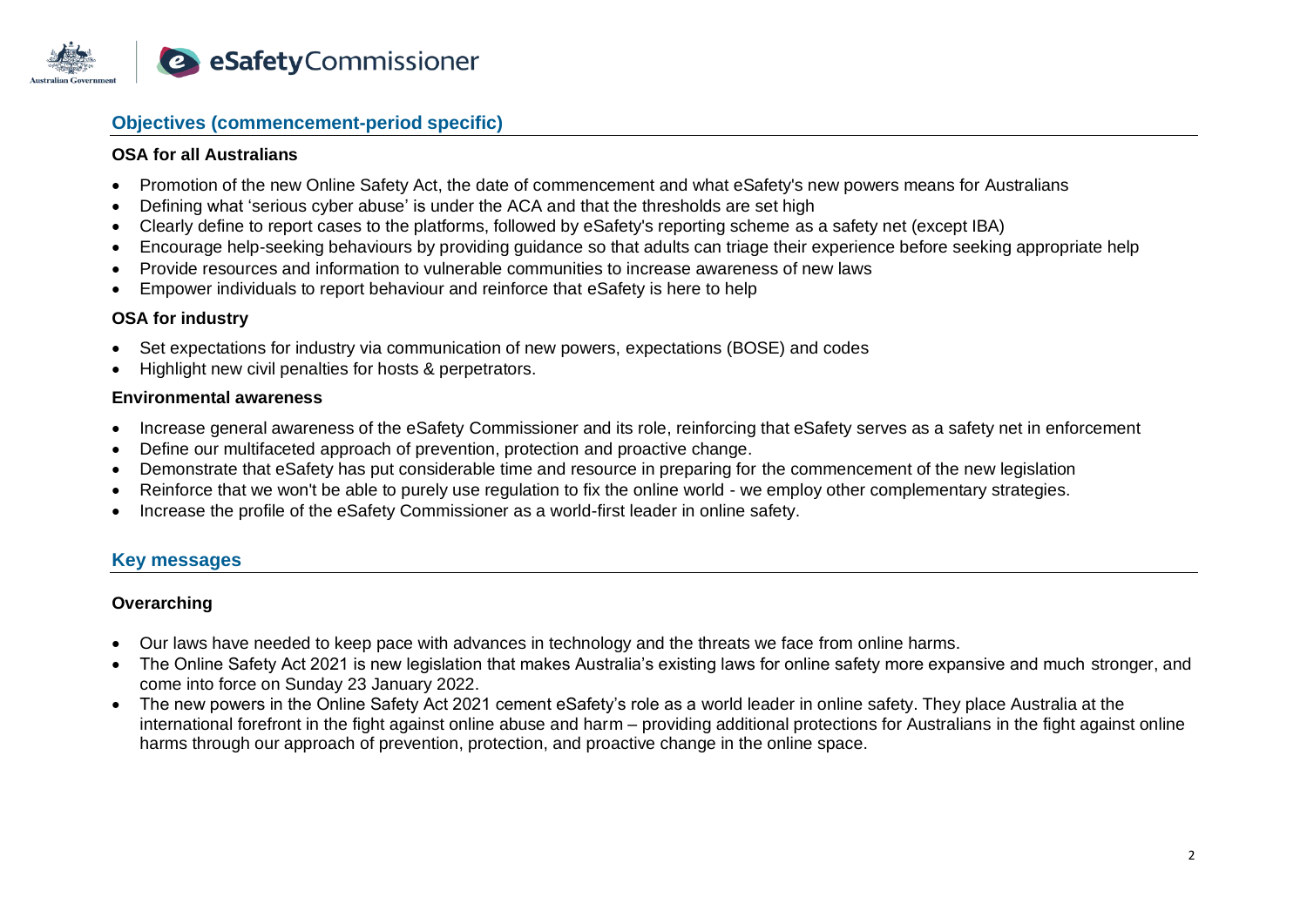## Objectives (commencement-period specific)

**OSA for all Australians**

- Promotion of the new Online Safety Act, the date of commencement and what eSafety's new powers means for Australians
- Defining what 'serious cyber abuse' is under the ACA and that the thresholds are set high
- Clearly define to report cases to the platforms, followed by eSafety's reporting scheme as a safety net (except IBA)
- Encourage help-seeking behaviours by providing guidance so that adults can triage their experience before seeking appropriate help
- Provide resources and information to vulnerable communities to increase awareness of new laws
- Empower individuals to report behaviour and reinforce that eSafety is here to help

**OSA for industry**

- Set expectations for industry via communication of new powers, expectations (BOSE) and codes
- Highlight new civil penalties for hosts & perpetrators.

**Environmental awareness**

- Increase general awareness of the eSafety Commissioner and its role, reinforcing that eSafety serves as a safety net in enforcement
- Define our multifaceted approach of prevention, protection and proactive change.
- Demonstrate that eSafety has put considerable time and resource in preparing for the commencement of the new legislation
- Reinforce that we won't be able to purely use regulation to fix the online world - we employ other complementary strategies.
- Increase the profile of the eSafety Commissioner as a world-first leader in online safety.

## Key messages

**Overarching**

- Our laws have needed to keep pace with advances in technology and the threats we face from online harms.
- The Online Safety Act 2021 is new legislation that makes Australia's existing laws for online safety more expansive and much stronger, and come into force on Sunday 23 January 2022.
- The new powers in the Online Safety Act 2021 cement eSafety's role as a world leader in online safety. They place Australia at the international forefront in the fight against online abuse and harm – providing additional protections for Australians in the fight against online harms through our approach of prevention, protection, and proactive change in the online space.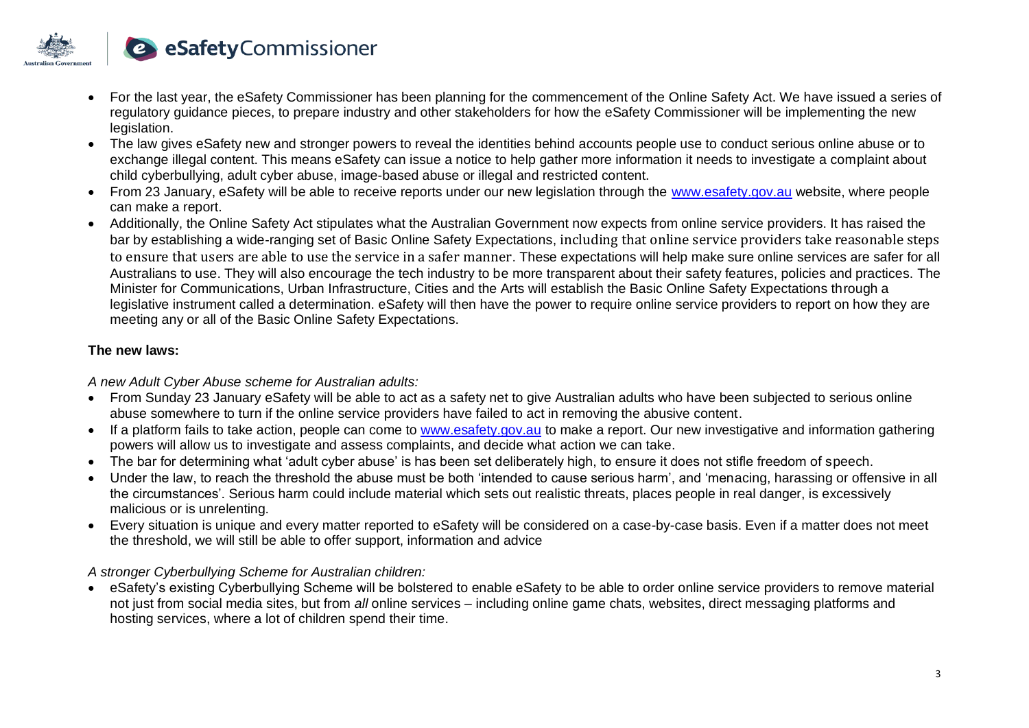- For the last year, the eSafety Commissioner has been planning for the commencement of the Online Safety Act. We have issued a series of regulatory guidance pieces, to prepare industry and other stakeholders for how the eSafety Commissioner will be implementing the new legislation.
- The law gives eSafety new and stronger powers to reveal the identities behind accounts people use to conduct serious online abuse or to exchange illegal content. This means eSafety can issue a notice to help gather more information it needs to investigate a complaint about child cyberbullying, adult cyber abuse, image-based abuse or illegal and restricted content.
- From 23 January, eSafety will be able to receive reports under our new legislation through the [www.esafety.gov.au](http://www.esafety.gov.au) website, where people can make a report.
- Additionally, the Online Safety Act stipulates what the Australian Government now expects from online service providers. It has raised the bar by establishing a wide-ranging set of Basic Online Safety Expectations, including that online service providers take reasonable steps to ensure that users are able to use the service in a safer manner. These expectations will help make sure online services are safer for all Australians to use. They will also encourage the tech industry to be more transparent about their safety features, policies and practices. The Minister for Communications, Urban Infrastructure, Cities and the Arts will establish the Basic Online Safety Expectations through a legislative instrument called a determination. eSafety will then have the power to require online service providers to report on how they are meeting any or all of the Basic Online Safety Expectations.

**The new laws:**

*A new Adult Cyber Abuse scheme for Australian adults:*

- From Sunday 23 January eSafety will be able to act as a safety net to give Australian adults who have been subjected to serious online abuse somewhere to turn if the online service providers have failed to act in removing the abusive content.
- If a platform fails to take action, people can come to [www.esafety.gov.au](http://www.esafety.gov.au) to make a report. Our new investigative and information gathering powers will allow us to investigate and assess complaints, and decide what action we can take.
- The bar for determining what 'adult cyber abuse' is has been set deliberately high, to ensure it does not stifle freedom of speech.
- Under the law, to reach the threshold the abuse must be both 'intended to cause serious harm', and 'menacing, harassing or offensive in all the circumstances'. Serious harm could include material which sets out realistic threats, places people in real danger, is excessively malicious or is unrelenting.
- Every situation is unique and every matter reported to eSafety will be considered on a case-by-case basis. Even if a matter does not meet the threshold, we will still be able to offer support, information and advice

*A stronger Cyberbullying Scheme for Australian children:*

- eSafety's existing Cyberbullying Scheme will be bolstered to enable eSafety to be able to order online service providers to remove material not just from social media sites, but from *all* online services – including online game chats, websites, direct messaging platforms and hosting services, where a lot of children spend their time.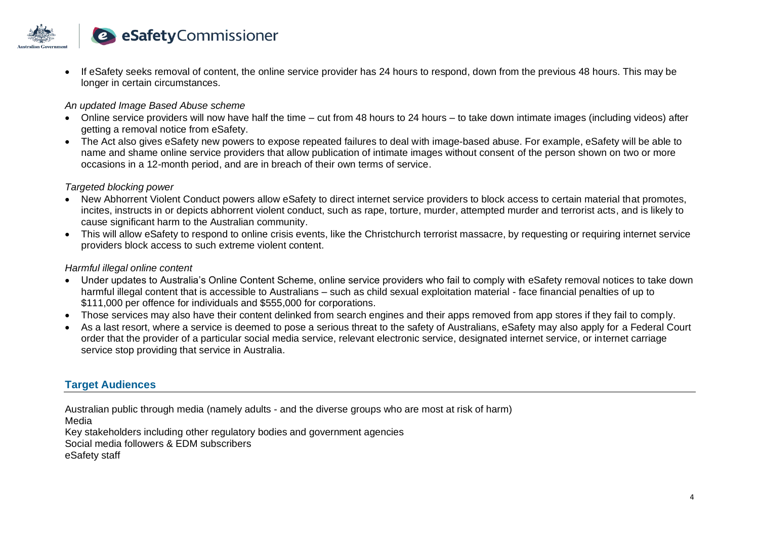- If eSafety seeks removal of content, the online service provider has 24 hours to respond, down from the previous 48 hours. This may be longer in certain circumstances.

*An updated Image Based Abuse scheme*

- Online service providers will now have half the time – cut from 48 hours to 24 hours – to take down intimate images (including videos) after getting a removal notice from eSafety.
- The Act also gives eSafety new powers to expose repeated failures to deal with image-based abuse. For example, eSafety will be able to name and shame online service providers that allow publication of intimate images without consent of the person shown on two or more occasions in a 12-month period, and are in breach of their own terms of service.

*Targeted blocking power*

- New Abhorrent Violent Conduct powers allow eSafety to direct internet service providers to block access to certain material that promotes, incites, instructs in or depicts abhorrent violent conduct, such as rape, torture, murder, attempted murder and terrorist acts, and is likely to cause significant harm to the Australian community.
- This will allow eSafety to respond to online crisis events, like the Christchurch terrorist massacre, by requesting or requiring internet service providers block access to such extreme violent content.

*Harmful illegal online content*

- Under updates to Australia's Online Content Scheme, online service providers who fail to comply with eSafety removal notices to take down harmful illegal content that is accessible to Australians – such as child sexual exploitation material - face financial penalties of up to $111,000 per offence for individuals and $555,000 for corporations.
- Those services may also have their content delinked from search engines and their apps removed from app stores if they fail to comply.
- As a last resort, where a service is deemed to pose a serious threat to the safety of Australians, eSafety may also apply for a Federal Court order that the provider of a particular social media service, relevant electronic service, designated internet service, or internet carriage service stop providing that service in Australia.

## Target Audiences

Australian public through media (namely adults - and the diverse groups who are most at risk of harm)
Media
Key stakeholders including other regulatory bodies and government agencies
Social media followers & EDM subscribers
eSafety staff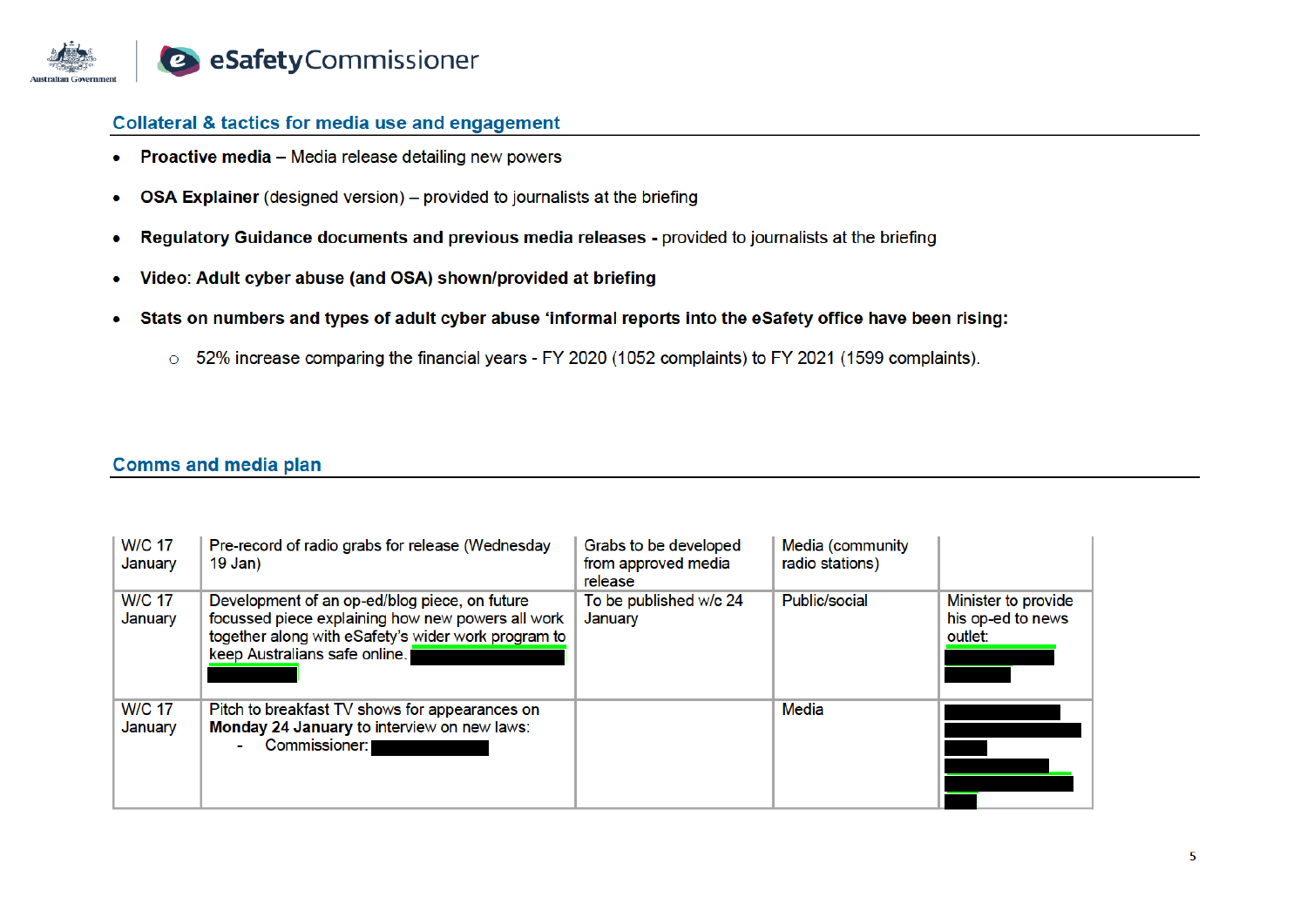## Collateral & tactics for media use and engagement

- **Proactive media** – Media release detailing new powers
- **OSA Explainer** (designed version) – provided to journalists at the briefing
- **Regulatory Guidance documents and previous media releases -** provided to journalists at the briefing
- **Video: Adult cyber abuse (and OSA) shown/provided at briefing**
- **Stats on numbers and types of adult cyber abuse 'informal reports into the eSafety office have been rising:**
  - 52% increase comparing the financial years - FY 2020 (1052 complaints) to FY 2021 (1599 complaints).

## Comms and media plan

| | | | | |
|---|---|---|---|---|
| W/C 17 January | Pre-record of radio grabs for release (Wednesday 19 Jan) | Grabs to be developed from approved media release | Media (community radio stations) | |
| W/C 17 January | Development of an op-ed/blog piece, on future focussed piece explaining how new powers all work together along with eSafety's wider work program to keep Australians safe online. [REDACTED] | To be published w/c 24 January | Public/social | Minister to provide his op-ed to news outlet: [REDACTED] |
| W/C 17 January | Pitch to breakfast TV shows for appearances on **Monday 24 January** to interview on new laws:<br>- Commissioner: [REDACTED] | | Media | [REDACTED] |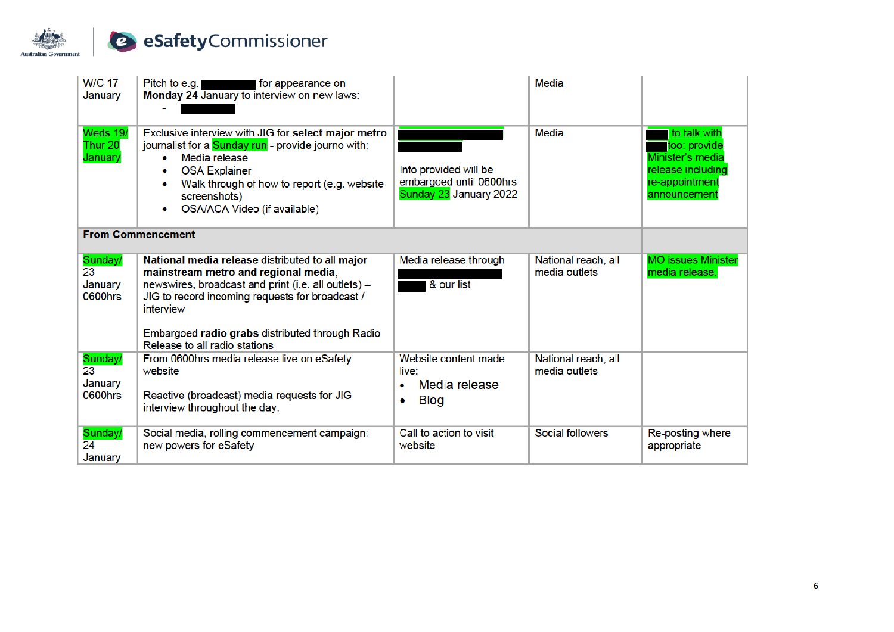| | | | | |
|---|---|---|---|---|
| W/C 17 January | Pitch to e.g. ███ for appearance on **Monday** 24 January to interview on new laws:<br>- ███ | | Media | |
| Weds 19/ Thur 20 January | Exclusive interview with JIG for **select major metro** journalist for a Sunday run - provide journo with:<br>• Media release<br>• OSA Explainer<br>• Walk through of how to report (e.g. website screenshots)<br>• OSA/ACA Video (if available) | ███<br>███<br><br>Info provided will be embargoed until 0600hrs Sunday 23 January 2022 | Media | ███ to talk with ███ too: provide Minister's media release including re-appointment announcement |
| **From Commencement** | | | | |
| Sunday/ 23 January 0600hrs | **National media release** distributed to all **major mainstream metro and regional media**, newswires, broadcast and print (i.e. all outlets) – JIG to record incoming requests for broadcast / interview<br><br>Embargoed **radio grabs** distributed through Radio Release to all radio stations | Media release through ███<br>███ & our list | National reach, all media outlets | MO issues Minister media release. |
| Sunday/ 23 January 0600hrs | From 0600hrs media release live on eSafety website<br><br>Reactive (broadcast) media requests for JIG interview throughout the day. | Website content made live:<br>• Media release<br>• Blog | National reach, all media outlets | |
| Sunday/ 24 January | Social media, rolling commencement campaign: new powers for eSafety | Call to action to visit website | Social followers | Re-posting where appropriate |